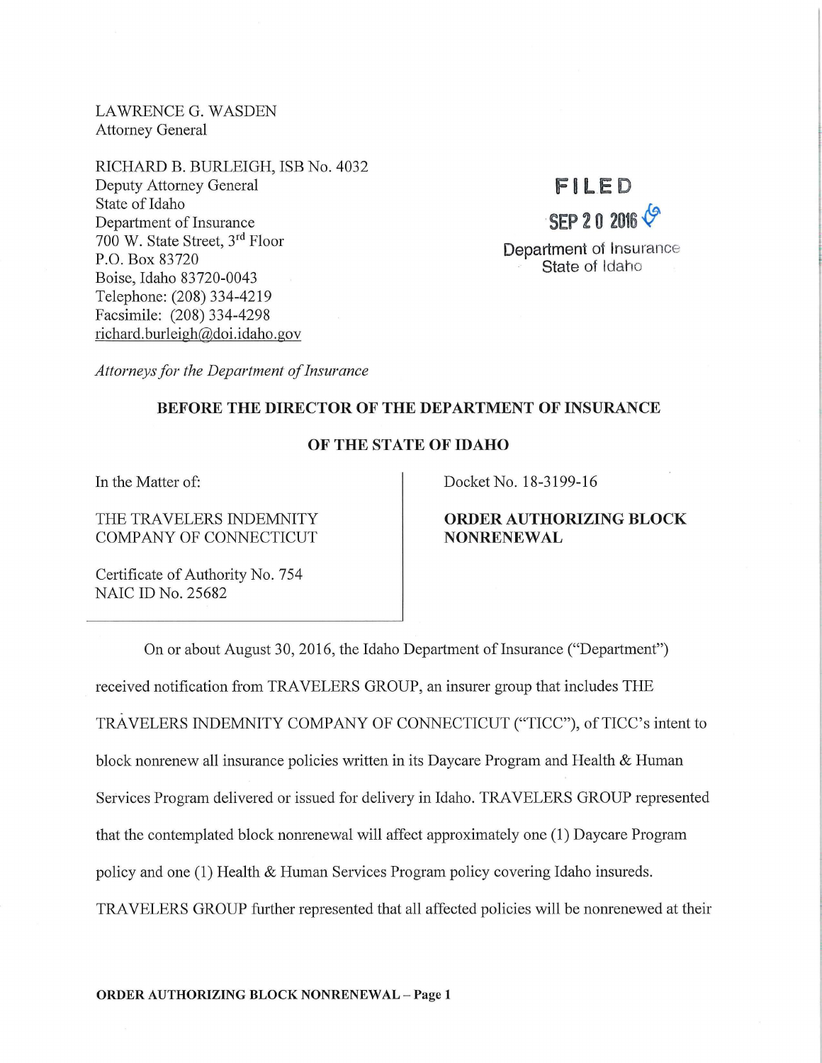LAWRENCE G. WASDEN
Attorney General

RICHARD B. BURLEIGH, ISB No. 4032
Deputy Attorney General
State of Idaho
Department of Insurance
700 W. State Street, 3rd Floor
P.O. Box 83720
Boise, Idaho 83720-0043
Telephone: (208) 334-4219
Facsimile: (208) 334-4298
richard.burleigh@doi.idaho.gov

*Attorneys for the Department of Insurance*

FILED
SEP 20 2016
Department of Insurance
State of Idaho

**BEFORE THE DIRECTOR OF THE DEPARTMENT OF INSURANCE**

**OF THE STATE OF IDAHO**

In the Matter of:

THE TRAVELERS INDEMNITY COMPANY OF CONNECTICUT

Certificate of Authority No. 754
NAIC ID No. 25682

Docket No. 18-3199-16

**ORDER AUTHORIZING BLOCK NONRENEWAL**

On or about August 30, 2016, the Idaho Department of Insurance ("Department") received notification from TRAVELERS GROUP, an insurer group that includes THE TRAVELERS INDEMNITY COMPANY OF CONNECTICUT ("TICC"), of TICC's intent to block nonrenew all insurance policies written in its Daycare Program and Health & Human Services Program delivered or issued for delivery in Idaho. TRAVELERS GROUP represented that the contemplated block nonrenewal will affect approximately one (1) Daycare Program policy and one (1) Health & Human Services Program policy covering Idaho insureds. TRAVELERS GROUP further represented that all affected policies will be nonrenewed at their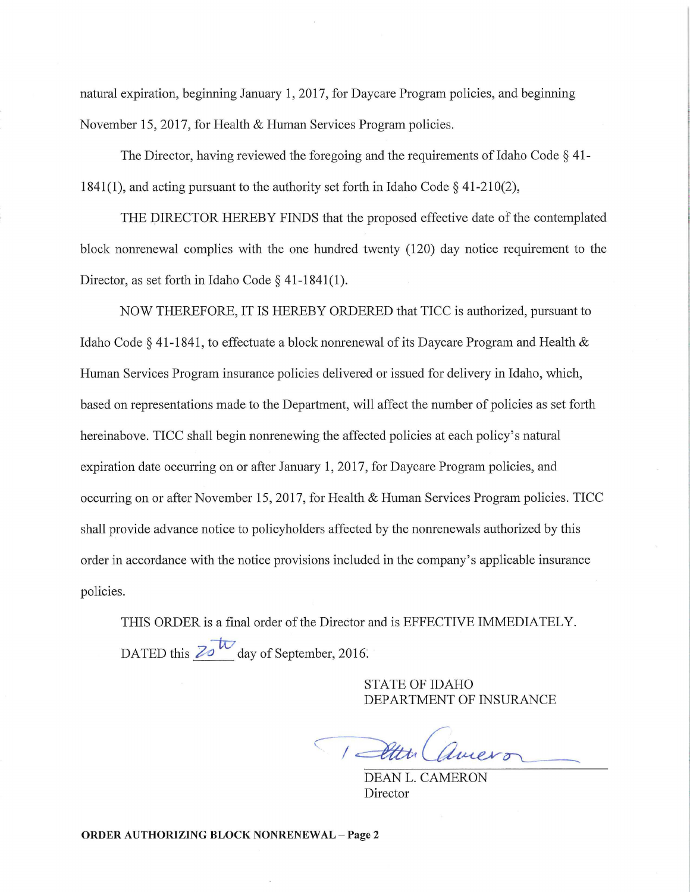natural expiration, beginning January 1, 2017, for Daycare Program policies, and beginning November 15, 2017, for Health & Human Services Program policies.

The Director, having reviewed the foregoing and the requirements of Idaho Code § 41-1841(1), and acting pursuant to the authority set forth in Idaho Code § 41-210(2),

THE DIRECTOR HEREBY FINDS that the proposed effective date of the contemplated block nonrenewal complies with the one hundred twenty (120) day notice requirement to the Director, as set forth in Idaho Code § 41-1841(1).

NOW THEREFORE, IT IS HEREBY ORDERED that TICC is authorized, pursuant to Idaho Code § 41-1841, to effectuate a block nonrenewal of its Daycare Program and Health & Human Services Program insurance policies delivered or issued for delivery in Idaho, which, based on representations made to the Department, will affect the number of policies as set forth hereinabove. TICC shall begin nonrenewing the affected policies at each policy's natural expiration date occurring on or after January 1, 2017, for Daycare Program policies, and occurring on or after November 15, 2017, for Health & Human Services Program policies. TICC shall provide advance notice to policyholders affected by the nonrenewals authorized by this order in accordance with the notice provisions included in the company's applicable insurance policies.

THIS ORDER is a final order of the Director and is EFFECTIVE IMMEDIATELY.

DATED this 20th day of September, 2016.

STATE OF IDAHO
DEPARTMENT OF INSURANCE

DEAN L. CAMERON
Director

**ORDER AUTHORIZING BLOCK NONRENEWAL – Page 2**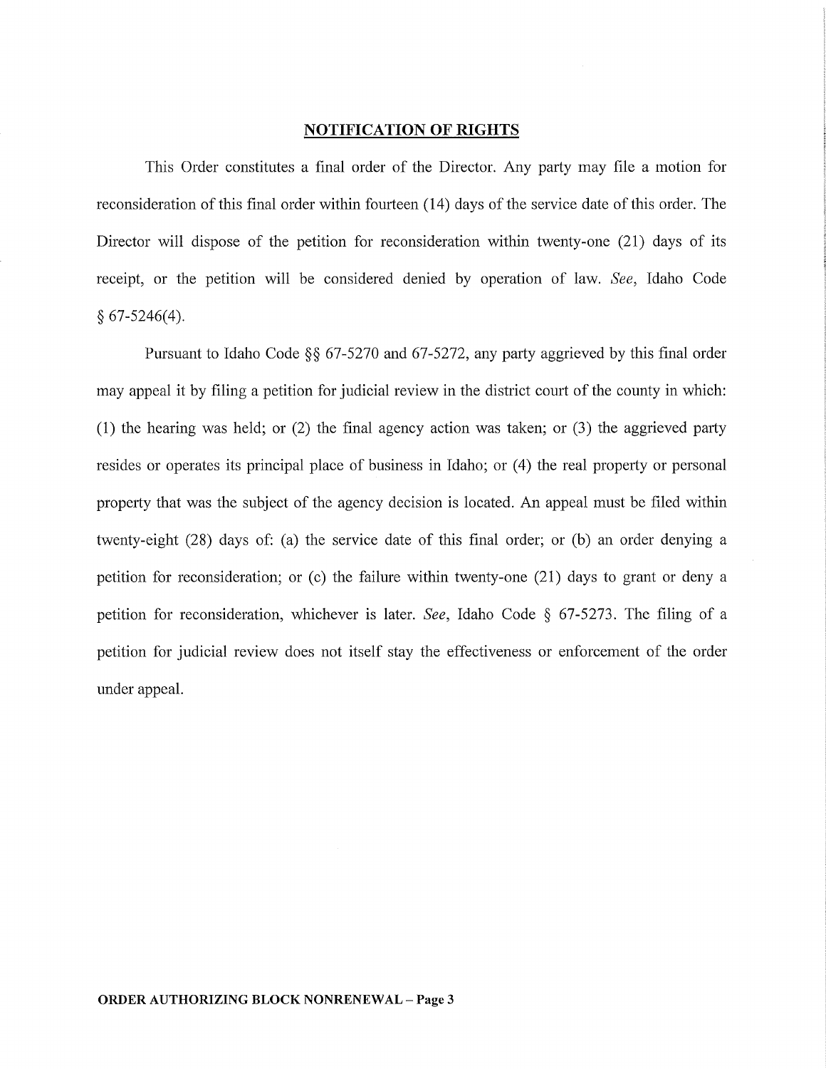## NOTIFICATION OF RIGHTS

This Order constitutes a final order of the Director. Any party may file a motion for reconsideration of this final order within fourteen (14) days of the service date of this order. The Director will dispose of the petition for reconsideration within twenty-one (21) days of its receipt, or the petition will be considered denied by operation of law. *See*, Idaho Code § 67-5246(4).

Pursuant to Idaho Code §§ 67-5270 and 67-5272, any party aggrieved by this final order may appeal it by filing a petition for judicial review in the district court of the county in which: (1) the hearing was held; or (2) the final agency action was taken; or (3) the aggrieved party resides or operates its principal place of business in Idaho; or (4) the real property or personal property that was the subject of the agency decision is located. An appeal must be filed within twenty-eight (28) days of: (a) the service date of this final order; or (b) an order denying a petition for reconsideration; or (c) the failure within twenty-one (21) days to grant or deny a petition for reconsideration, whichever is later. *See*, Idaho Code § 67-5273. The filing of a petition for judicial review does not itself stay the effectiveness or enforcement of the order under appeal.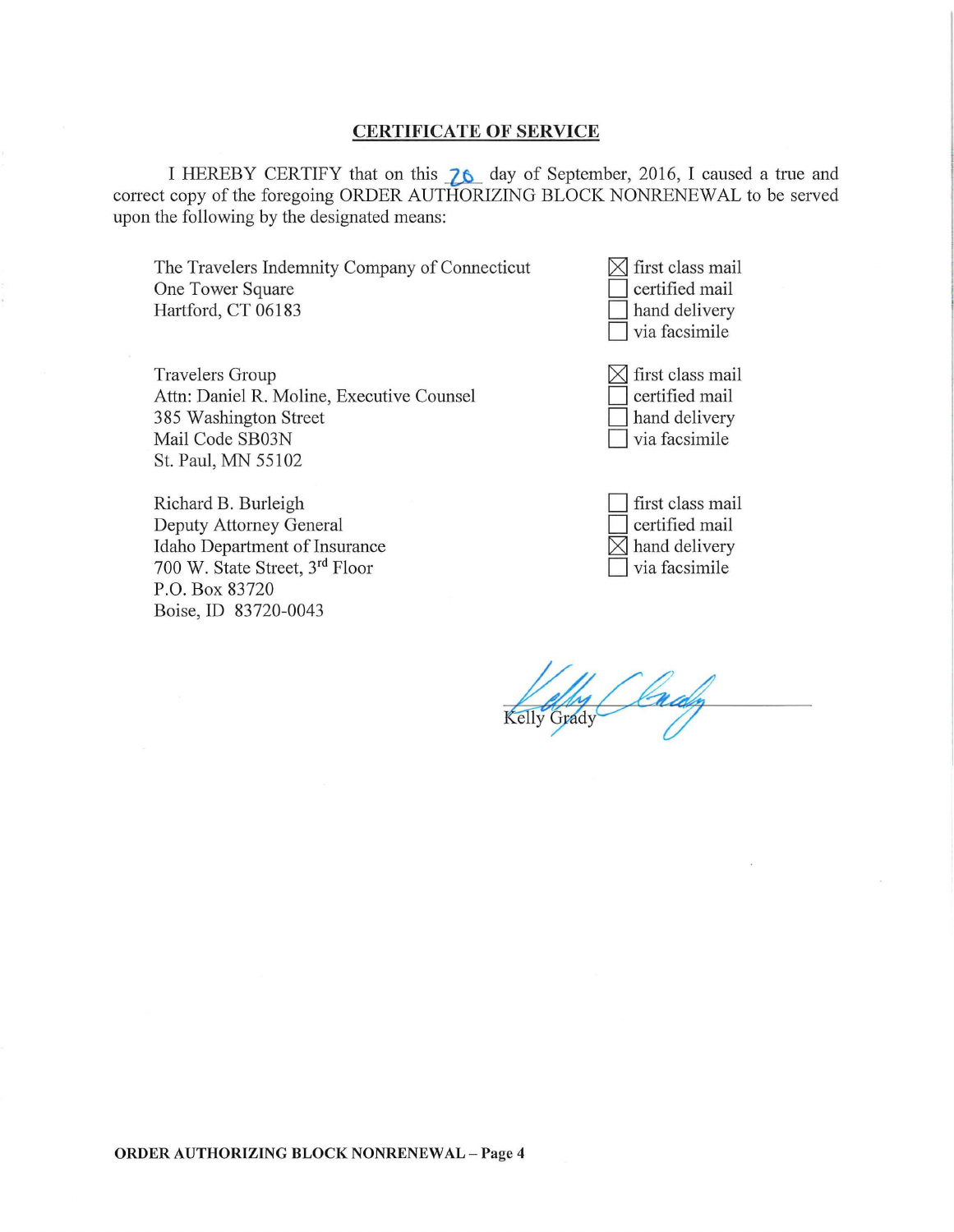## CERTIFICATE OF SERVICE

I HEREBY CERTIFY that on this 26 day of September, 2016, I caused a true and correct copy of the foregoing ORDER AUTHORIZING BLOCK NONRENEWAL to be served upon the following by the designated means:

| | |
|---|---|
| The Travelers Indemnity Company of Connecticut<br>One Tower Square<br>Hartford, CT 06183 | ☒ first class mail<br>☐ certified mail<br>☐ hand delivery<br>☐ via facsimile |
| Travelers Group<br>Attn: Daniel R. Moline, Executive Counsel<br>385 Washington Street<br>Mail Code SB03N<br>St. Paul, MN 55102 | ☒ first class mail<br>☐ certified mail<br>☐ hand delivery<br>☐ via facsimile |
| Richard B. Burleigh<br>Deputy Attorney General<br>Idaho Department of Insurance<br>700 W. State Street, 3rd Floor<br>P.O. Box 83720<br>Boise, ID 83720-0043 | ☐ first class mail<br>☐ certified mail<br>☒ hand delivery<br>☐ via facsimile |

Kelly Grady

**ORDER AUTHORIZING BLOCK NONRENEWAL – Page 4**